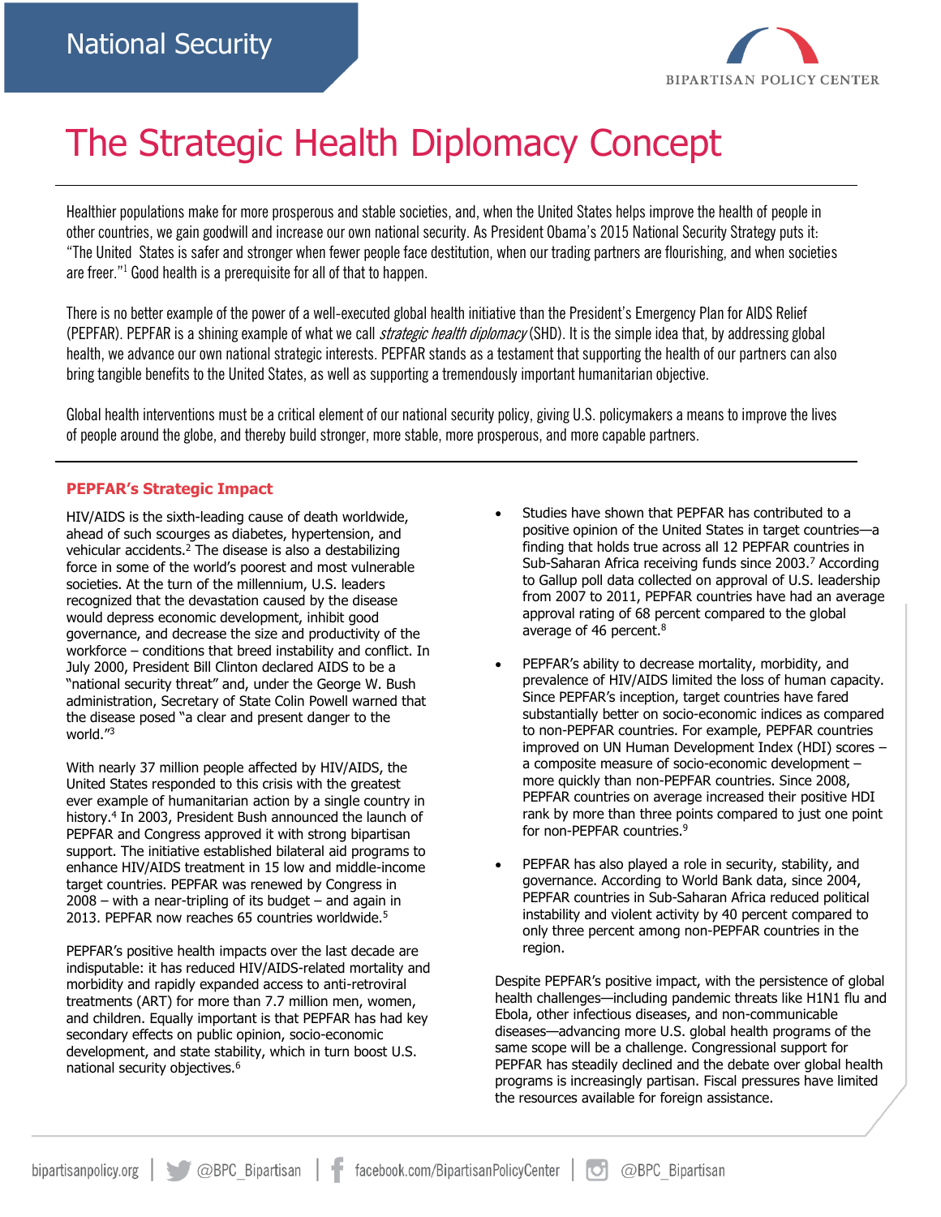National Security

# The Strategic Health Diplomacy Concept

Healthier populations make for more prosperous and stable societies, and, when the United States helps improve the health of people in other countries, we gain goodwill and increase our own national security. As President Obama's 2015 National Security Strategy puts it: "The United States is safer and stronger when fewer people face destitution, when our trading partners are flourishing, and when societies are freer."[1] Good health is a prerequisite for all of that to happen.

There is no better example of the power of a well-executed global health initiative than the President's Emergency Plan for AIDS Relief (PEPFAR). PEPFAR is a shining example of what we call *strategic health diplomacy* (SHD). It is the simple idea that, by addressing global health, we advance our own national strategic interests. PEPFAR stands as a testament that supporting the health of our partners can also bring tangible benefits to the United States, as well as supporting a tremendously important humanitarian objective.

Global health interventions must be a critical element of our national security policy, giving U.S. policymakers a means to improve the lives of people around the globe, and thereby build stronger, more stable, more prosperous, and more capable partners.

## PEPFAR's Strategic Impact

HIV/AIDS is the sixth-leading cause of death worldwide, ahead of such scourges as diabetes, hypertension, and vehicular accidents.[2] The disease is also a destabilizing force in some of the world's poorest and most vulnerable societies. At the turn of the millennium, U.S. leaders recognized that the devastation caused by the disease would depress economic development, inhibit good governance, and decrease the size and productivity of the workforce – conditions that breed instability and conflict. In July 2000, President Bill Clinton declared AIDS to be a "national security threat" and, under the George W. Bush administration, Secretary of State Colin Powell warned that the disease posed "a clear and present danger to the world."[3]

With nearly 37 million people affected by HIV/AIDS, the United States responded to this crisis with the greatest ever example of humanitarian action by a single country in history.[4] In 2003, President Bush announced the launch of PEPFAR and Congress approved it with strong bipartisan support. The initiative established bilateral aid programs to enhance HIV/AIDS treatment in 15 low and middle-income target countries. PEPFAR was renewed by Congress in 2008 – with a near-tripling of its budget – and again in 2013. PEPFAR now reaches 65 countries worldwide.[5]

PEPFAR's positive health impacts over the last decade are indisputable: it has reduced HIV/AIDS-related mortality and morbidity and rapidly expanded access to anti-retroviral treatments (ART) for more than 7.7 million men, women, and children. Equally important is that PEPFAR has had key secondary effects on public opinion, socio-economic development, and state stability, which in turn boost U.S. national security objectives.[6]

- Studies have shown that PEPFAR has contributed to a positive opinion of the United States in target countries—a finding that holds true across all 12 PEPFAR countries in Sub-Saharan Africa receiving funds since 2003.[7] According to Gallup poll data collected on approval of U.S. leadership from 2007 to 2011, PEPFAR countries have had an average approval rating of 68 percent compared to the global average of 46 percent.[8]

- PEPFAR's ability to decrease mortality, morbidity, and prevalence of HIV/AIDS limited the loss of human capacity. Since PEPFAR's inception, target countries have fared substantially better on socio-economic indices as compared to non-PEPFAR countries. For example, PEPFAR countries improved on UN Human Development Index (HDI) scores – a composite measure of socio-economic development – more quickly than non-PEPFAR countries. Since 2008, PEPFAR countries on average increased their positive HDI rank by more than three points compared to just one point for non-PEPFAR countries.[9]

- PEPFAR has also played a role in security, stability, and governance. According to World Bank data, since 2004, PEPFAR countries in Sub-Saharan Africa reduced political instability and violent activity by 40 percent compared to only three percent among non-PEPFAR countries in the region.

Despite PEPFAR's positive impact, with the persistence of global health challenges—including pandemic threats like H1N1 flu and Ebola, other infectious diseases, and non-communicable diseases—advancing more U.S. global health programs of the same scope will be a challenge. Congressional support for PEPFAR has steadily declined and the debate over global health programs is increasingly partisan. Fiscal pressures have limited the resources available for foreign assistance.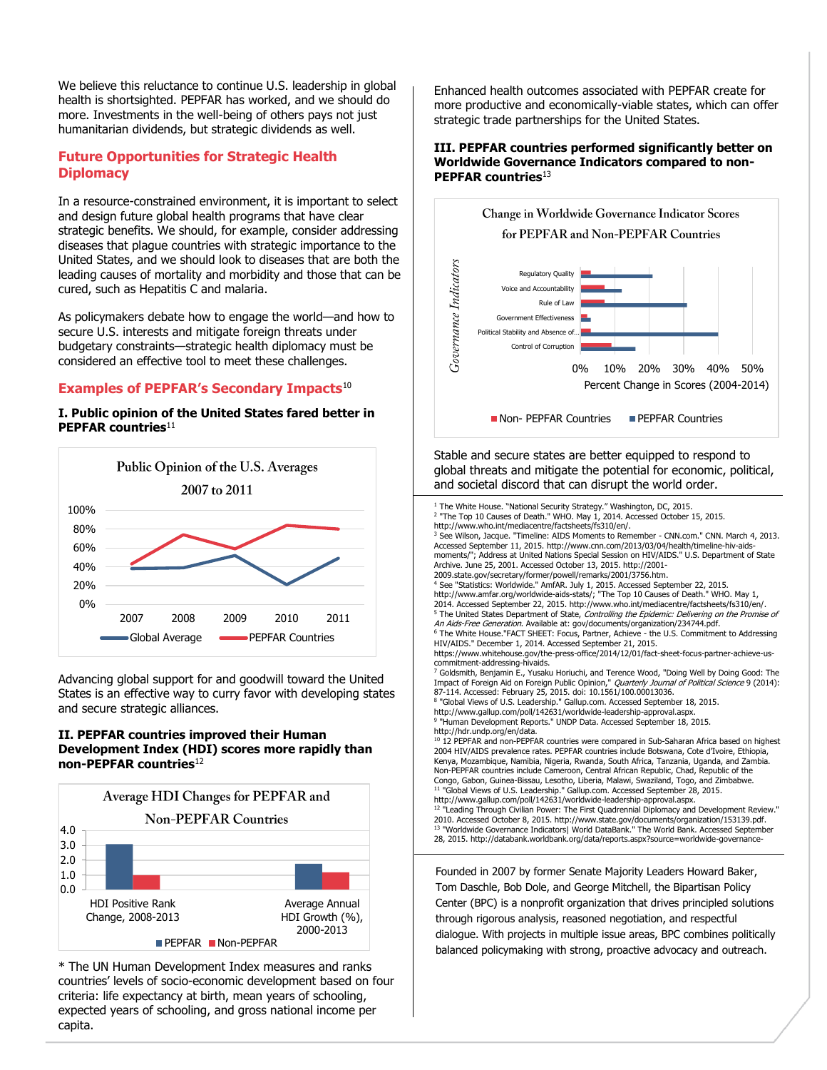We believe this reluctance to continue U.S. leadership in global health is shortsighted. PEPFAR has worked, and we should do more. Investments in the well-being of others pays not just humanitarian dividends, but strategic dividends as well.

## Future Opportunities for Strategic Health Diplomacy

In a resource-constrained environment, it is important to select and design future global health programs that have clear strategic benefits. We should, for example, consider addressing diseases that plague countries with strategic importance to the United States, and we should look to diseases that are both the leading causes of mortality and morbidity and those that can be cured, such as Hepatitis C and malaria.

As policymakers debate how to engage the world—and how to secure U.S. interests and mitigate foreign threats under budgetary constraints—strategic health diplomacy must be considered an effective tool to meet these challenges.

## Examples of PEPFAR's Secondary Impacts[10]

**I. Public opinion of the United States fared better in PEPFAR countries**[11]

Public Opinion of the U.S. Averages
2007 to 2011

100%
80%
60%
40%
20%
0%
2007
2008
2009
2010
2011
Global Average
PEPFAR Countries

Advancing global support for and goodwill toward the United States is an effective way to curry favor with developing states and secure strategic alliances.

**II. PEPFAR countries improved their Human Development Index (HDI) scores more rapidly than non-PEPFAR countries**[12]

Average HDI Changes for PEPFAR and Non-PEPFAR Countries

4.0
3.0
2.0
1.0
0.0
HDI Positive Rank Change, 2008-2013
Average Annual HDI Growth (%), 2000-2013
PEPFAR
Non-PEPFAR

* The UN Human Development Index measures and ranks countries' levels of socio-economic development based on four criteria: life expectancy at birth, mean years of schooling, expected years of schooling, and gross national income per capita.

Enhanced health outcomes associated with PEPFAR create for more productive and economically-viable states, which can offer strategic trade partnerships for the United States.

**III. PEPFAR countries performed significantly better on Worldwide Governance Indicators compared to non-PEPFAR countries**[13]

Change in Worldwide Governance Indicator Scores for PEPFAR and Non-PEPFAR Countries

Governance Indicators
Regulatory Quality
Voice and Accountability
Rule of Law
Government Effectiveness
Political Stability and Absence of...
Control of Corruption
0%
10%
20%
30%
40%
50%
Percent Change in Scores (2004-2014)
Non- PEPFAR Countries
PEPFAR Countries

Stable and secure states are better equipped to respond to global threats and mitigate the potential for economic, political, and societal discord that can disrupt the world order.

---

[1] The White House. "National Security Strategy." Washington, DC, 2015.
[2] "The Top 10 Causes of Death." WHO. May 1, 2014. Accessed October 15, 2015. http://www.who.int/mediacentre/factsheets/fs310/en/.
[3] See Wilson, Jacque. "Timeline: AIDS Moments to Remember - CNN.com." CNN. March 4, 2013. Accessed September 11, 2015. http://www.cnn.com/2013/03/04/health/timeline-hiv-aids-moments/"; Address at United Nations Special Session on HIV/AIDS." U.S. Department of State Archive. June 25, 2001. Accessed October 13, 2015. http://2001-2009.state.gov/secretary/former/powell/remarks/2001/3756.htm.
[4] See "Statistics: Worldwide." AmfAR. July 1, 2015. Accessed September 22, 2015. http://www.amfar.org/worldwide-aids-stats/; "The Top 10 Causes of Death." WHO. May 1, 2014. Accessed September 22, 2015. http://www.who.int/mediacentre/factsheets/fs310/en/.
[5] The United States Department of State, *Controlling the Epidemic: Delivering on the Promise of An Aids-Free Generation.* Available at: gov/documents/organization/234744.pdf.
[6] The White House."FACT SHEET: Focus, Partner, Achieve - the U.S. Commitment to Addressing HIV/AIDS." December 1, 2014. Accessed September 21, 2015. https://www.whitehouse.gov/the-press-office/2014/12/01/fact-sheet-focus-partner-achieve-us-commitment-addressing-hivaids.
[7] Goldsmith, Benjamin E., Yusaku Horiuchi, and Terence Wood, "Doing Well by Doing Good: The Impact of Foreign Aid on Foreign Public Opinion," *Quarterly Journal of Political Science* 9 (2014): 87-114. Accessed: February 25, 2015. doi: 10.1561/100.00013036.
[8] "Global Views of U.S. Leadership." Gallup.com. Accessed September 18, 2015. http://www.gallup.com/poll/142631/worldwide-leadership-approval.aspx.
[9] "Human Development Reports." UNDP Data. Accessed September 18, 2015. http://hdr.undp.org/en/data.
[10] 12 PEPFAR and non-PEPFAR countries were compared in Sub-Saharan Africa based on highest 2004 HIV/AIDS prevalence rates. PEPFAR countries include Botswana, Cote d'Ivoire, Ethiopia, Kenya, Mozambique, Namibia, Nigeria, Rwanda, South Africa, Tanzania, Uganda, and Zambia. Non-PEPFAR countries include Cameroon, Central African Republic, Chad, Republic of the Congo, Gabon, Guinea-Bissau, Lesotho, Liberia, Malawi, Swaziland, Togo, and Zimbabwe.
[11] "Global Views of U.S. Leadership." Gallup.com. Accessed September 28, 2015. http://www.gallup.com/poll/142631/worldwide-leadership-approval.aspx.
[12] "Leading Through Civilian Power: The First Quadrennial Diplomacy and Development Review." 2010. Accessed October 8, 2015. http://www.state.gov/documents/organization/153139.pdf.
[13] "Worldwide Governance Indicators| World DataBank." The World Bank. Accessed September 28, 2015. http://databank.worldbank.org/data/reports.aspx?source=worldwide-governance-

---

Founded in 2007 by former Senate Majority Leaders Howard Baker, Tom Daschle, Bob Dole, and George Mitchell, the Bipartisan Policy Center (BPC) is a nonprofit organization that drives principled solutions through rigorous analysis, reasoned negotiation, and respectful dialogue. With projects in multiple issue areas, BPC combines politically balanced policymaking with strong, proactive advocacy and outreach.